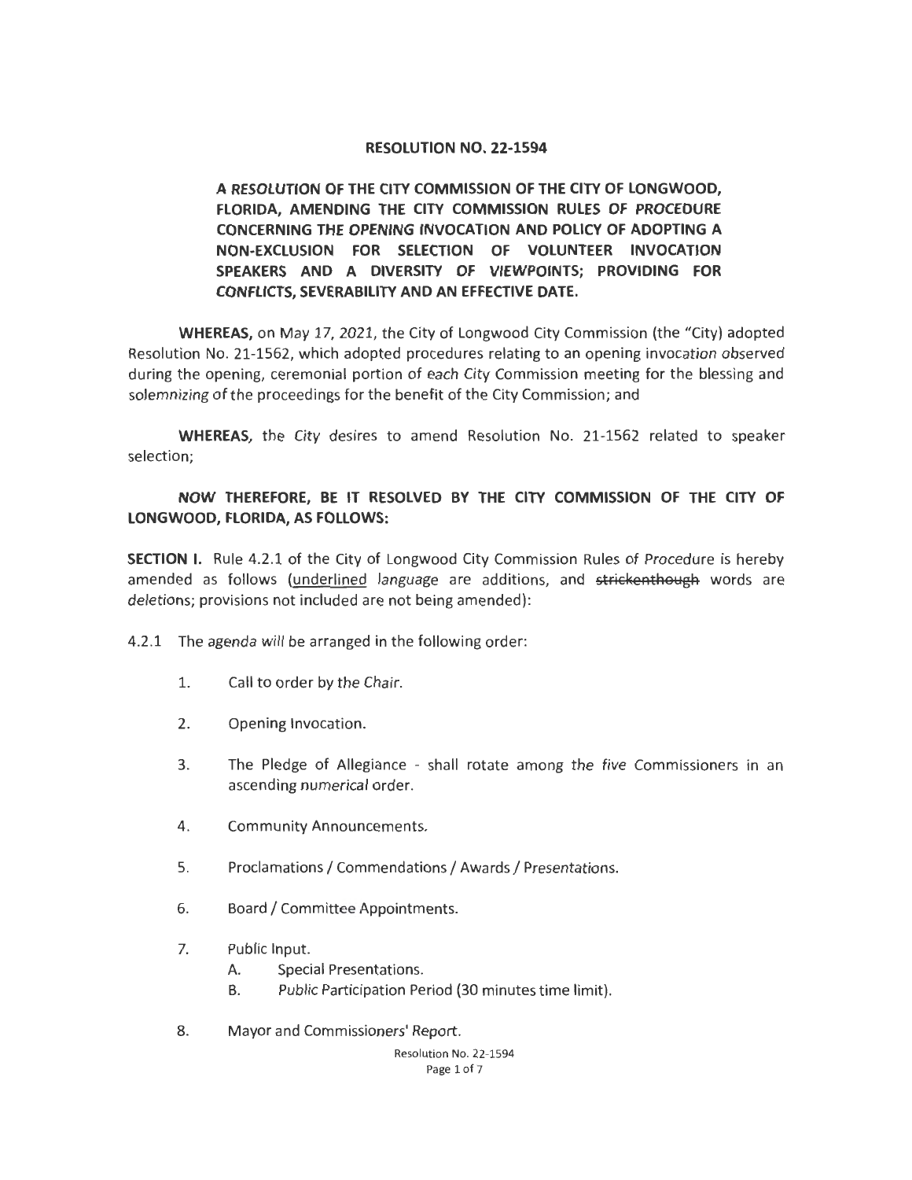**RESOLUTION NO. 22-1594**

**A RESOLUTION OF THE CITY COMMISSION OF THE CITY OF LONGWOOD, FLORIDA, AMENDING THE CITY COMMISSION RULES OF PROCEDURE CONCERNING THE OPENING INVOCATION AND POLICY OF ADOPTING A NON-EXCLUSION FOR SELECTION OF VOLUNTEER INVOCATION SPEAKERS AND A DIVERSITY OF VIEWPOINTS; PROVIDING FOR CONFLICTS, SEVERABILITY AND AN EFFECTIVE DATE.**

**WHEREAS,** on May 17, 2021, the City of Longwood City Commission (the "City) adopted Resolution No. 21-1562, which adopted procedures relating to an opening invocation observed during the opening, ceremonial portion of each City Commission meeting for the blessing and solemnizing of the proceedings for the benefit of the City Commission; and

**WHEREAS,** the City desires to amend Resolution No. 21-1562 related to speaker selection;

**NOW THEREFORE, BE IT RESOLVED BY THE CITY COMMISSION OF THE CITY OF LONGWOOD, FLORIDA, AS FOLLOWS:**

**SECTION I.** Rule 4.2.1 of the City of Longwood City Commission Rules of Procedure is hereby amended as follows (underlined language are additions, and ~~strickenthough~~ words are deletions; provisions not included are not being amended):

4.2.1 The agenda will be arranged in the following order:

1. Call to order by the Chair.
2. Opening Invocation.
3. The Pledge of Allegiance - shall rotate among the five Commissioners in an ascending numerical order.
4. Community Announcements.
5. Proclamations / Commendations / Awards / Presentations.
6. Board / Committee Appointments.
7. Public Input.
   A. Special Presentations.
   B. Public Participation Period (30 minutes time limit).
8. Mayor and Commissioners' Report.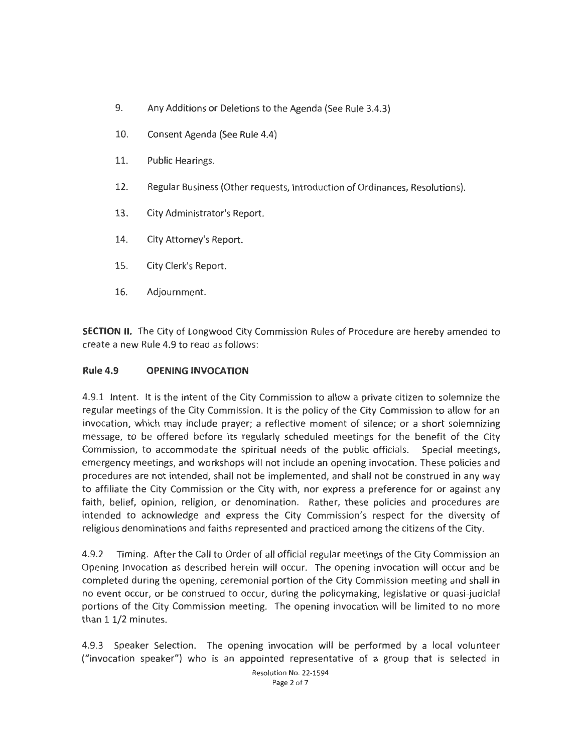9. Any Additions or Deletions to the Agenda (See Rule 3.4.3)

10. Consent Agenda (See Rule 4.4)

11. Public Hearings.

12. Regular Business (Other requests, Introduction of Ordinances, Resolutions).

13. City Administrator's Report.

14. City Attorney's Report.

15. City Clerk's Report.

16. Adjournment.

**SECTION II.** The City of Longwood City Commission Rules of Procedure are hereby amended to create a new Rule 4.9 to read as follows:

**Rule 4.9 OPENING INVOCATION**

4.9.1 Intent. It is the intent of the City Commission to allow a private citizen to solemnize the regular meetings of the City Commission. It is the policy of the City Commission to allow for an invocation, which may include prayer; a reflective moment of silence; or a short solemnizing message, to be offered before its regularly scheduled meetings for the benefit of the City Commission, to accommodate the spiritual needs of the public officials. Special meetings, emergency meetings, and workshops will not include an opening invocation. These policies and procedures are not intended, shall not be implemented, and shall not be construed in any way to affiliate the City Commission or the City with, nor express a preference for or against any faith, belief, opinion, religion, or denomination. Rather, these policies and procedures are intended to acknowledge and express the City Commission's respect for the diversity of religious denominations and faiths represented and practiced among the citizens of the City.

4.9.2 Timing. After the Call to Order of all official regular meetings of the City Commission an Opening Invocation as described herein will occur. The opening invocation will occur and be completed during the opening, ceremonial portion of the City Commission meeting and shall in no event occur, or be construed to occur, during the policymaking, legislative or quasi-judicial portions of the City Commission meeting. The opening invocation will be limited to no more than 1 1/2 minutes.

4.9.3 Speaker Selection. The opening invocation will be performed by a local volunteer ("invocation speaker") who is an appointed representative of a group that is selected in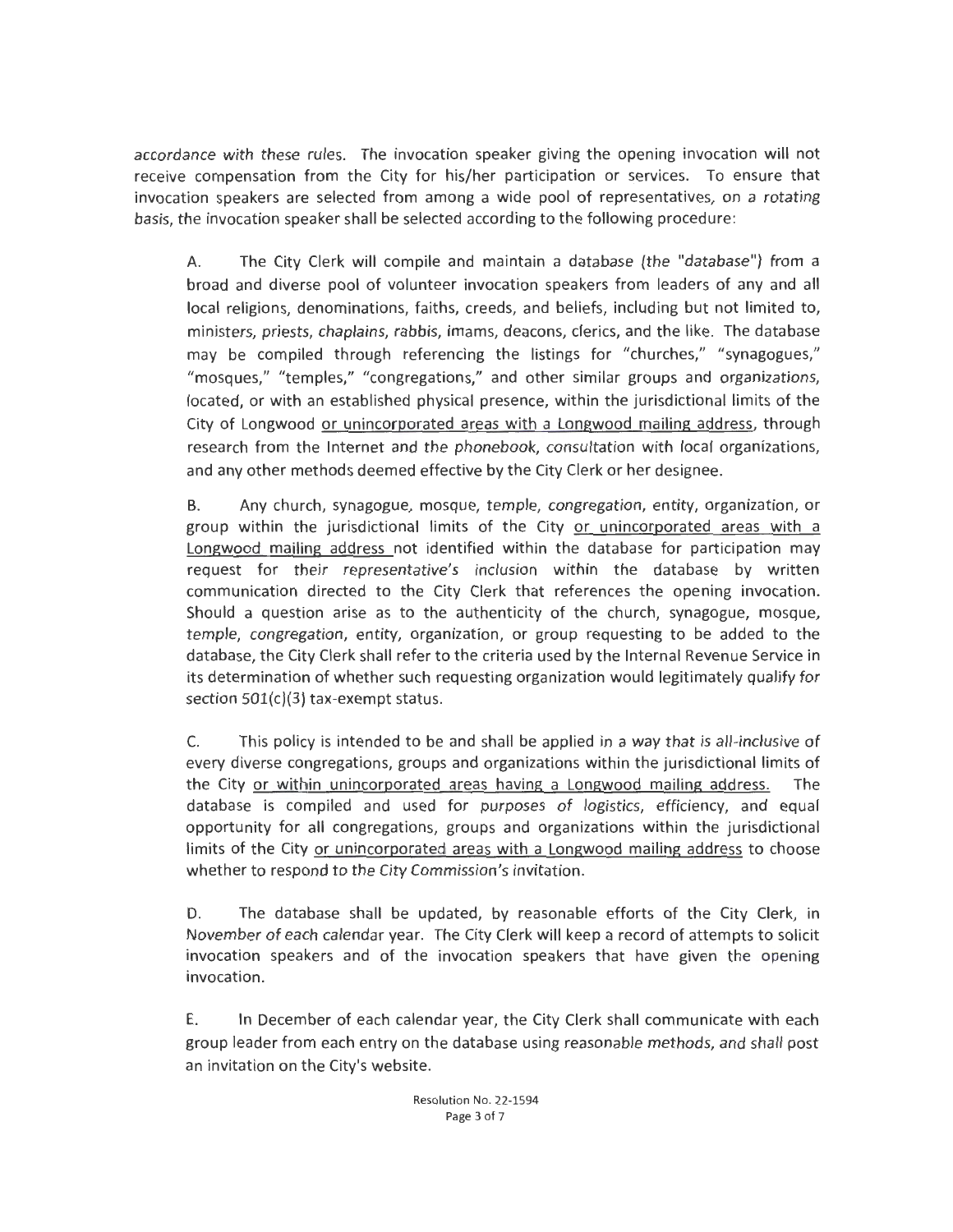accordance with these rules. The invocation speaker giving the opening invocation will not receive compensation from the City for his/her participation or services. To ensure that invocation speakers are selected from among a wide pool of representatives, on a rotating basis, the invocation speaker shall be selected according to the following procedure:

A. The City Clerk will compile and maintain a database (the "database") from a broad and diverse pool of volunteer invocation speakers from leaders of any and all local religions, denominations, faiths, creeds, and beliefs, including but not limited to, ministers, priests, chaplains, rabbis, imams, deacons, clerics, and the like. The database may be compiled through referencing the listings for "churches," "synagogues," "mosques," "temples," "congregations," and other similar groups and organizations, located, or with an established physical presence, within the jurisdictional limits of the City of Longwood <u>or unincorporated areas with a Longwood mailing address</u>, through research from the Internet and the phonebook, consultation with local organizations, and any other methods deemed effective by the City Clerk or her designee.

B. Any church, synagogue, mosque, temple, congregation, entity, organization, or group within the jurisdictional limits of the City <u>or unincorporated areas with a Longwood mailing address</u> not identified within the database for participation may request for their representative's inclusion within the database by written communication directed to the City Clerk that references the opening invocation. Should a question arise as to the authenticity of the church, synagogue, mosque, temple, congregation, entity, organization, or group requesting to be added to the database, the City Clerk shall refer to the criteria used by the Internal Revenue Service in its determination of whether such requesting organization would legitimately qualify for section 501(c)(3) tax-exempt status.

C. This policy is intended to be and shall be applied in a way that is all-inclusive of every diverse congregations, groups and organizations within the jurisdictional limits of the City <u>or within unincorporated areas having a Longwood mailing address.</u> The database is compiled and used for purposes of logistics, efficiency, and equal opportunity for all congregations, groups and organizations within the jurisdictional limits of the City <u>or unincorporated areas with a Longwood mailing address</u> to choose whether to respond to the City Commission's invitation.

D. The database shall be updated, by reasonable efforts of the City Clerk, in November of each calendar year. The City Clerk will keep a record of attempts to solicit invocation speakers and of the invocation speakers that have given the opening invocation.

E. In December of each calendar year, the City Clerk shall communicate with each group leader from each entry on the database using reasonable methods, and shall post an invitation on the City's website.

Resolution No. 22-1594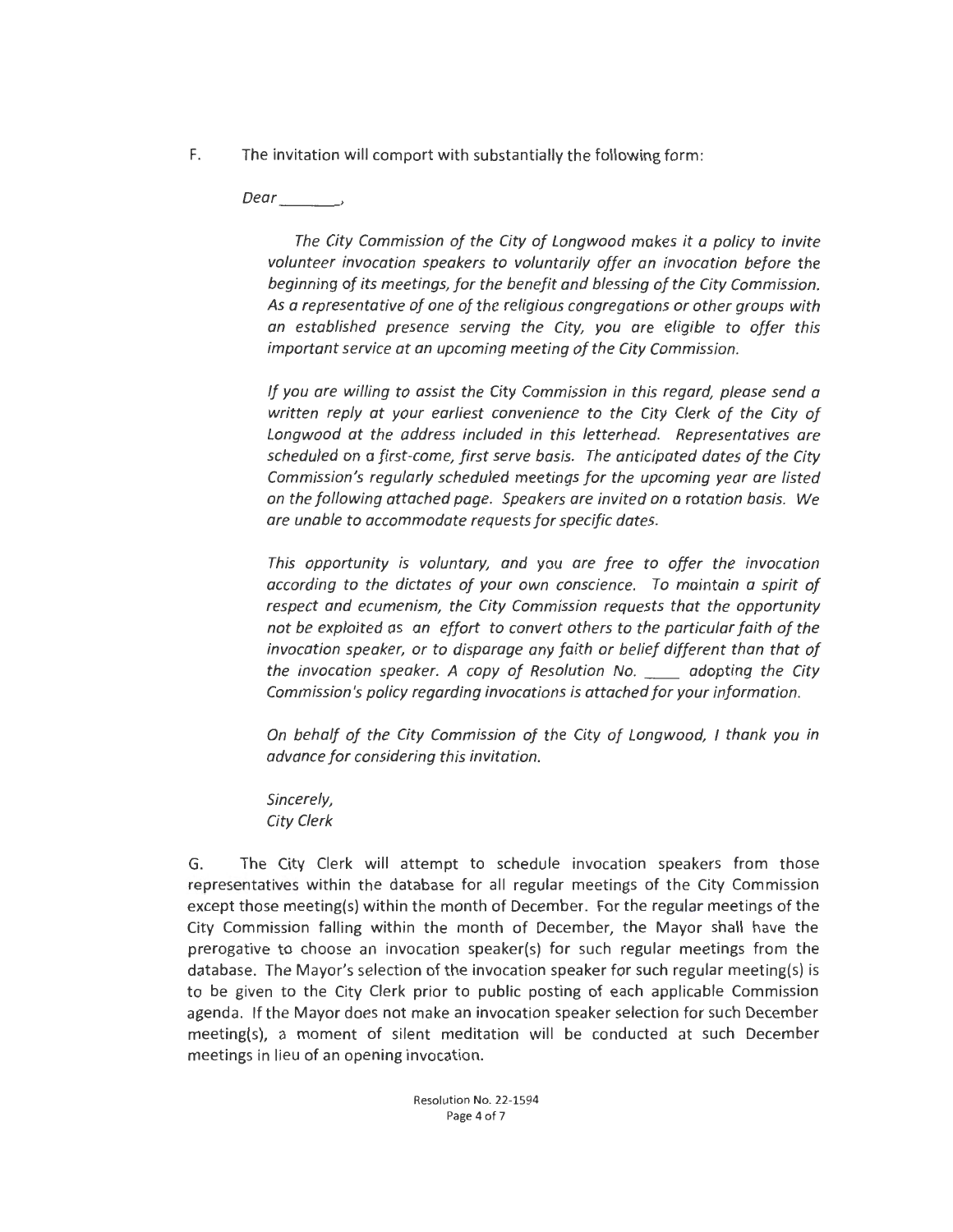F. The invitation will comport with substantially the following form:

> *Dear \_\_\_\_\_\_\_\_,*
>
> *The City Commission of the City of Longwood makes it a policy to invite volunteer invocation speakers to voluntarily offer an invocation before the beginning of its meetings, for the benefit and blessing of the City Commission. As a representative of one of the religious congregations or other groups with an established presence serving the City, you are eligible to offer this important service at an upcoming meeting of the City Commission.*
>
> *If you are willing to assist the City Commission in this regard, please send a written reply at your earliest convenience to the City Clerk of the City of Longwood at the address included in this letterhead. Representatives are scheduled on a first-come, first serve basis. The anticipated dates of the City Commission's regularly scheduled meetings for the upcoming year are listed on the following attached page. Speakers are invited on a rotation basis. We are unable to accommodate requests for specific dates.*
>
> *This opportunity is voluntary, and you are free to offer the invocation according to the dictates of your own conscience. To maintain a spirit of respect and ecumenism, the City Commission requests that the opportunity not be exploited as an effort to convert others to the particular faith of the invocation speaker, or to disparage any faith or belief different than that of the invocation speaker. A copy of Resolution No. \_\_\_\_ adopting the City Commission's policy regarding invocations is attached for your information.*
>
> *On behalf of the City Commission of the City of Longwood, I thank you in advance for considering this invitation.*
>
> *Sincerely,*
> *City Clerk*

G. The City Clerk will attempt to schedule invocation speakers from those representatives within the database for all regular meetings of the City Commission except those meeting(s) within the month of December. For the regular meetings of the City Commission falling within the month of December, the Mayor shall have the prerogative to choose an invocation speaker(s) for such regular meetings from the database. The Mayor's selection of the invocation speaker for such regular meeting(s) is to be given to the City Clerk prior to public posting of each applicable Commission agenda. If the Mayor does not make an invocation speaker selection for such December meeting(s), a moment of silent meditation will be conducted at such December meetings in lieu of an opening invocation.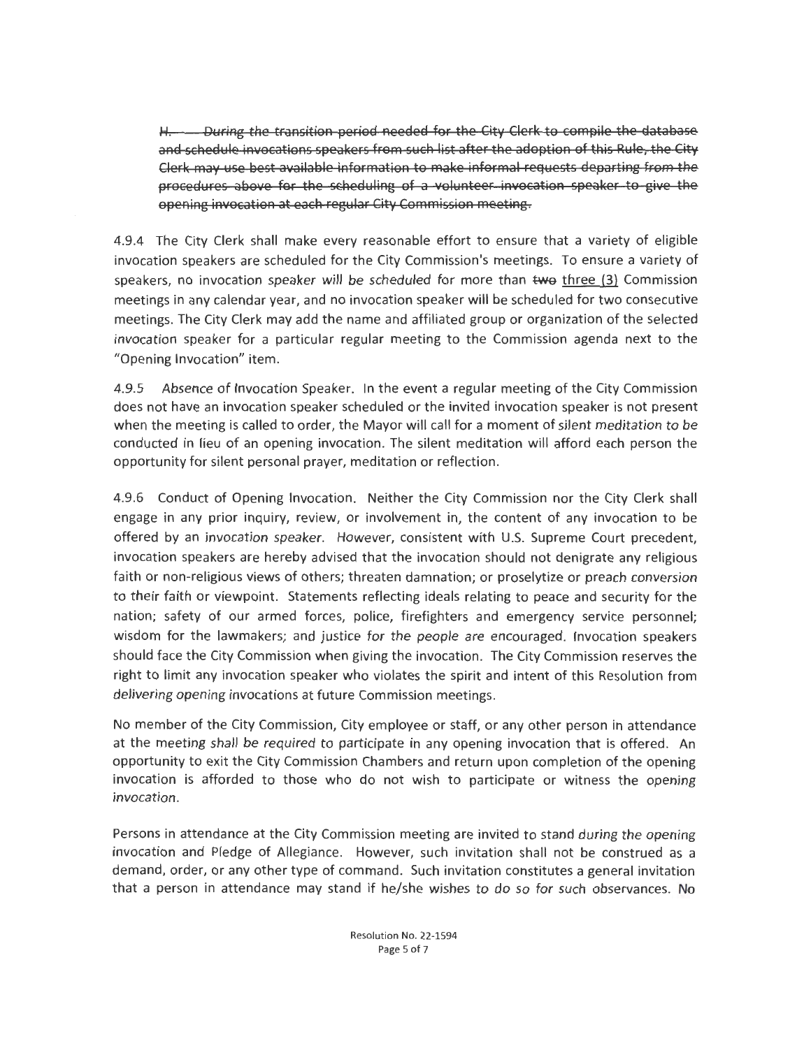~~H. During the transition period needed for the City Clerk to compile the database and schedule invocations speakers from such list after the adoption of this Rule, the City Clerk may use best available information to make informal requests departing from the procedures above for the scheduling of a volunteer invocation speaker to give the opening invocation at each regular City Commission meeting.~~

4.9.4 The City Clerk shall make every reasonable effort to ensure that a variety of eligible invocation speakers are scheduled for the City Commission's meetings. To ensure a variety of speakers, no invocation speaker will be scheduled for more than ~~two~~ <u>three (3)</u> Commission meetings in any calendar year, and no invocation speaker will be scheduled for two consecutive meetings. The City Clerk may add the name and affiliated group or organization of the selected invocation speaker for a particular regular meeting to the Commission agenda next to the "Opening Invocation" item.

4.9.5 Absence of Invocation Speaker. In the event a regular meeting of the City Commission does not have an invocation speaker scheduled or the invited invocation speaker is not present when the meeting is called to order, the Mayor will call for a moment of silent meditation to be conducted in lieu of an opening invocation. The silent meditation will afford each person the opportunity for silent personal prayer, meditation or reflection.

4.9.6 Conduct of Opening Invocation. Neither the City Commission nor the City Clerk shall engage in any prior inquiry, review, or involvement in, the content of any invocation to be offered by an invocation speaker. However, consistent with U.S. Supreme Court precedent, invocation speakers are hereby advised that the invocation should not denigrate any religious faith or non-religious views of others; threaten damnation; or proselytize or preach conversion to their faith or viewpoint. Statements reflecting ideals relating to peace and security for the nation; safety of our armed forces, police, firefighters and emergency service personnel; wisdom for the lawmakers; and justice for the people are encouraged. Invocation speakers should face the City Commission when giving the invocation. The City Commission reserves the right to limit any invocation speaker who violates the spirit and intent of this Resolution from delivering opening invocations at future Commission meetings.

No member of the City Commission, City employee or staff, or any other person in attendance at the meeting shall be required to participate in any opening invocation that is offered. An opportunity to exit the City Commission Chambers and return upon completion of the opening invocation is afforded to those who do not wish to participate or witness the opening invocation.

Persons in attendance at the City Commission meeting are invited to stand during the opening invocation and Pledge of Allegiance. However, such invitation shall not be construed as a demand, order, or any other type of command. Such invitation constitutes a general invitation that a person in attendance may stand if he/she wishes to do so for such observances. No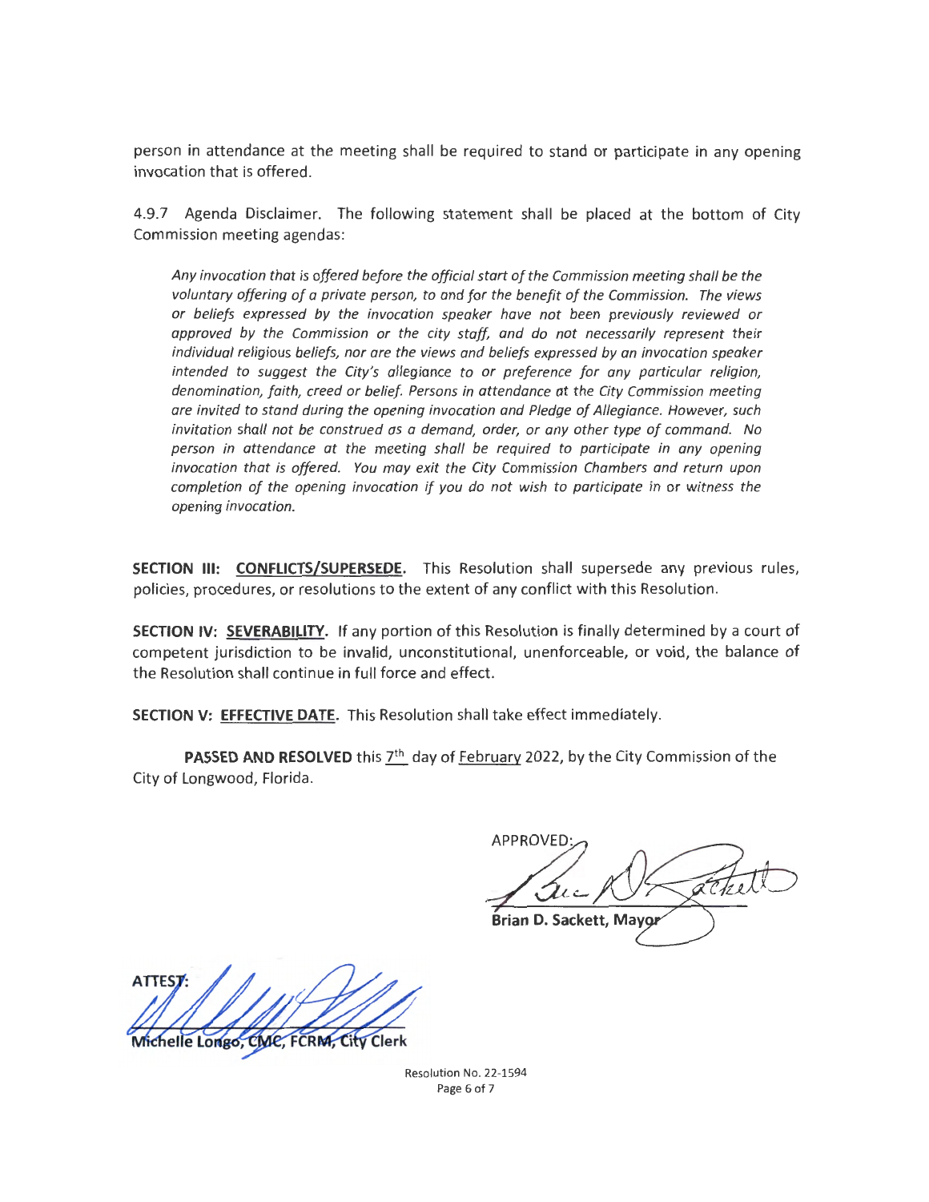person in attendance at the meeting shall be required to stand or participate in any opening invocation that is offered.

4.9.7 Agenda Disclaimer. The following statement shall be placed at the bottom of City Commission meeting agendas:

> *Any invocation that is offered before the official start of the Commission meeting shall be the voluntary offering of a private person, to and for the benefit of the Commission. The views or beliefs expressed by the invocation speaker have not been previously reviewed or approved by the Commission or the city staff, and do not necessarily represent their individual religious beliefs, nor are the views and beliefs expressed by an invocation speaker intended to suggest the City's allegiance to or preference for any particular religion, denomination, faith, creed or belief. Persons in attendance at the City Commission meeting are invited to stand during the opening invocation and Pledge of Allegiance. However, such invitation shall not be construed as a demand, order, or any other type of command. No person in attendance at the meeting shall be required to participate in any opening invocation that is offered. You may exit the City Commission Chambers and return upon completion of the opening invocation if you do not wish to participate in or witness the opening invocation.*

**SECTION III: CONFLICTS/SUPERSEDE.** This Resolution shall supersede any previous rules, policies, procedures, or resolutions to the extent of any conflict with this Resolution.

**SECTION IV: SEVERABILITY.** If any portion of this Resolution is finally determined by a court of competent jurisdiction to be invalid, unconstitutional, unenforceable, or void, the balance of the Resolution shall continue in full force and effect.

**SECTION V: EFFECTIVE DATE.** This Resolution shall take effect immediately.

**PASSED AND RESOLVED** this 7th day of February 2022, by the City Commission of the City of Longwood, Florida.

APPROVED:

**Brian D. Sackett, Mayor**

**ATTEST:**

**Michelle Longo, CMC, FCRM, City Clerk**

Resolution No. 22-1594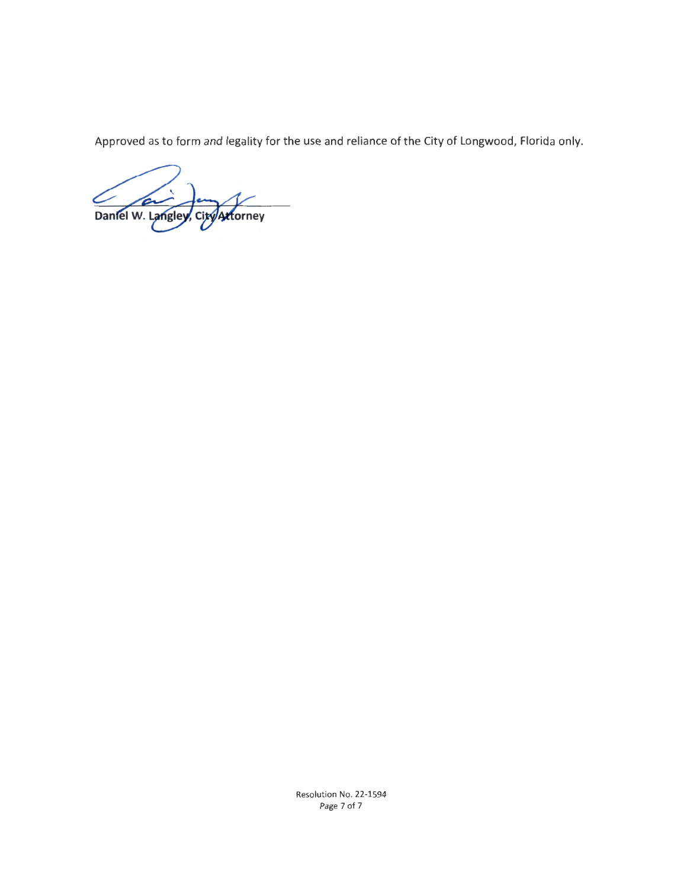Approved as to form *and* legality for the use and reliance of the City of Longwood, Florida only.

Daniel W. Langley, City Attorney

Resolution No. 22-1594